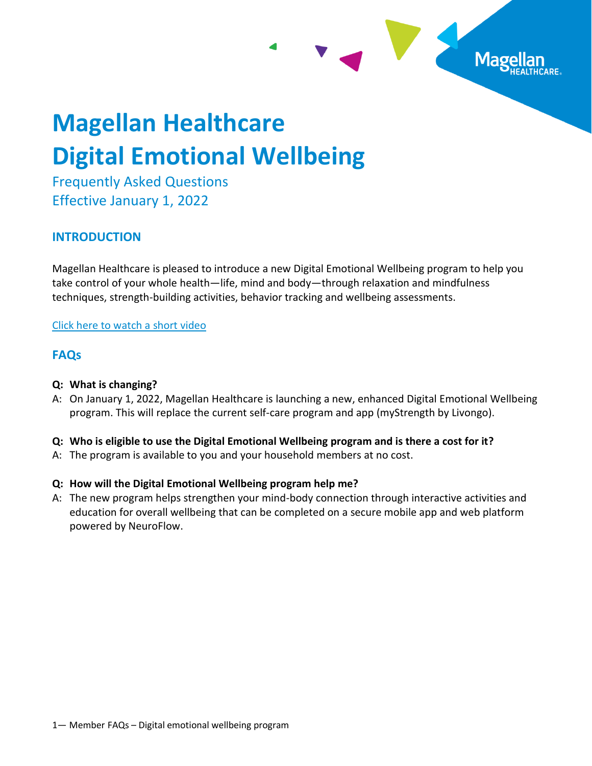# Magellan Healthcare
# Digital Emotional Wellbeing

Frequently Asked Questions
Effective January 1, 2022

## INTRODUCTION

Magellan Healthcare is pleased to introduce a new Digital Emotional Wellbeing program to help you take control of your whole health—life, mind and body—through relaxation and mindfulness techniques, strength-building activities, behavior tracking and wellbeing assessments.

Click here to watch a short video

## FAQs

**Q: What is changing?**

A: On January 1, 2022, Magellan Healthcare is launching a new, enhanced Digital Emotional Wellbeing program. This will replace the current self-care program and app (myStrength by Livongo).

**Q: Who is eligible to use the Digital Emotional Wellbeing program and is there a cost for it?**

A: The program is available to you and your household members at no cost.

**Q: How will the Digital Emotional Wellbeing program help me?**

A: The new program helps strengthen your mind-body connection through interactive activities and education for overall wellbeing that can be completed on a secure mobile app and web platform powered by NeuroFlow.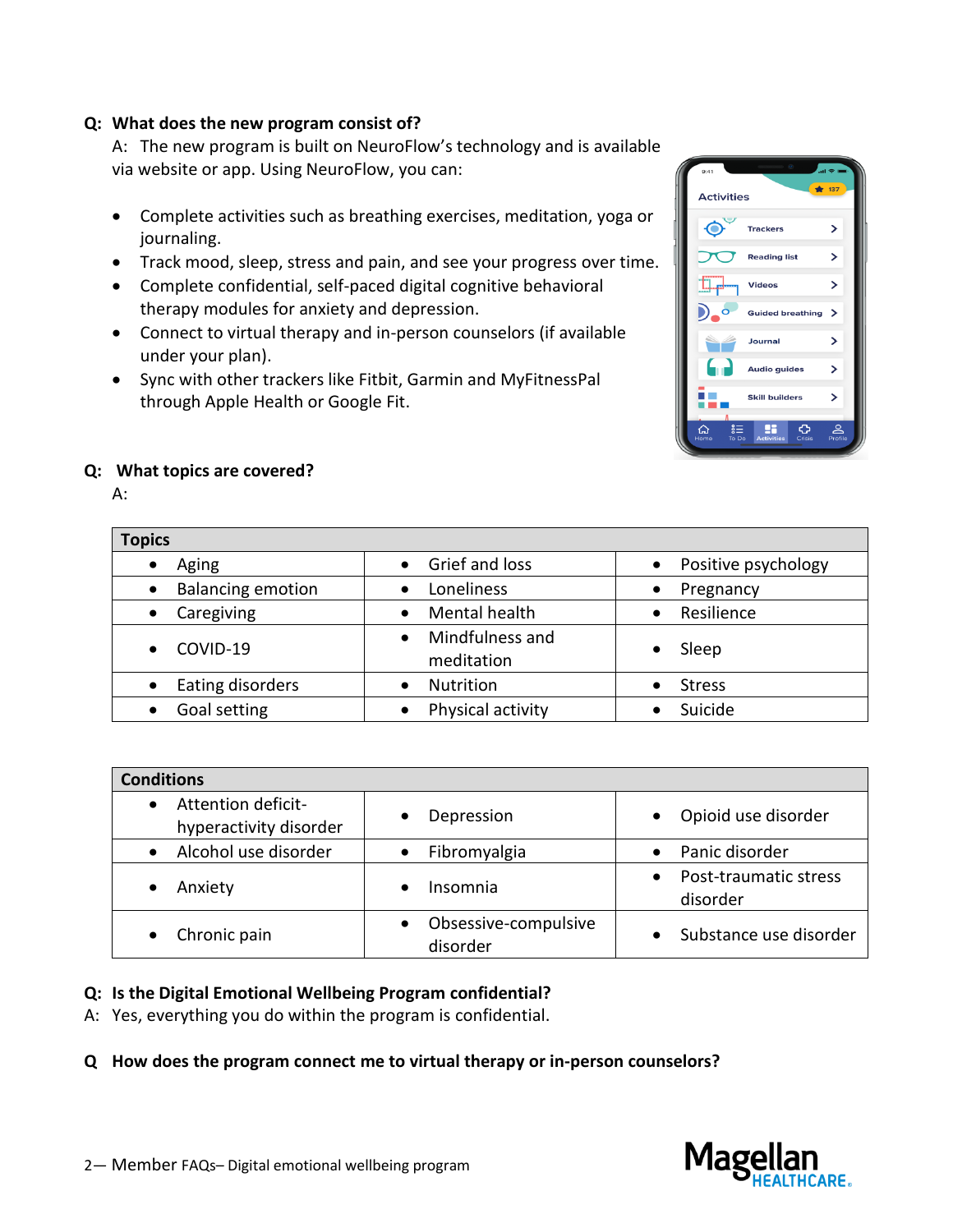**Q: What does the new program consist of?**

A: The new program is built on NeuroFlow's technology and is available via website or app. Using NeuroFlow, you can:

- Complete activities such as breathing exercises, meditation, yoga or journaling.
- Track mood, sleep, stress and pain, and see your progress over time.
- Complete confidential, self-paced digital cognitive behavioral therapy modules for anxiety and depression.
- Connect to virtual therapy and in-person counselors (if available under your plan).
- Sync with other trackers like Fitbit, Garmin and MyFitnessPal through Apple Health or Google Fit.

**Q: What topics are covered?**

A:

| Topics | | |
|---|---|---|
| • Aging | • Grief and loss | • Positive psychology |
| • Balancing emotion | • Loneliness | • Pregnancy |
| • Caregiving | • Mental health | • Resilience |
| • COVID-19 | • Mindfulness and meditation | • Sleep |
| • Eating disorders | • Nutrition | • Stress |
| • Goal setting | • Physical activity | • Suicide |

| Conditions | | |
|---|---|---|
| • Attention deficit-hyperactivity disorder | • Depression | • Opioid use disorder |
| • Alcohol use disorder | • Fibromyalgia | • Panic disorder |
| • Anxiety | • Insomnia | • Post-traumatic stress disorder |
| • Chronic pain | • Obsessive-compulsive disorder | • Substance use disorder |

**Q: Is the Digital Emotional Wellbeing Program confidential?**

A: Yes, everything you do within the program is confidential.

**Q How does the program connect me to virtual therapy or in-person counselors?**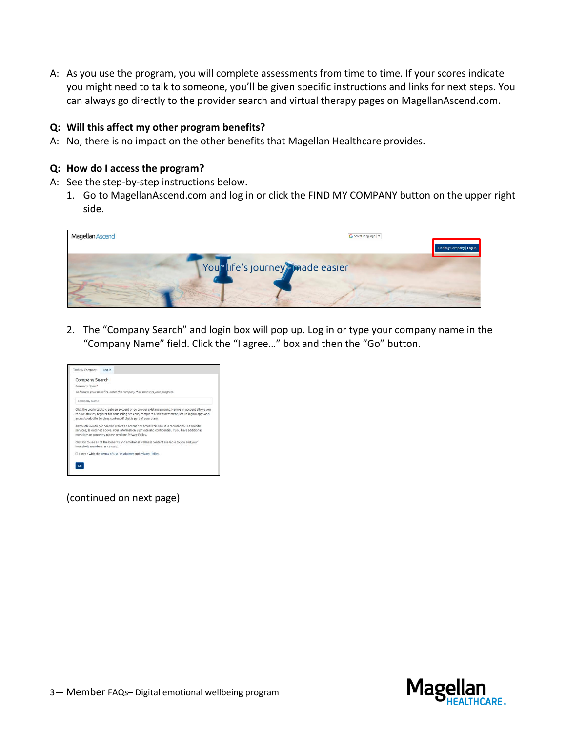A: As you use the program, you will complete assessments from time to time. If your scores indicate you might need to talk to someone, you'll be given specific instructions and links for next steps. You can always go directly to the provider search and virtual therapy pages on MagellanAscend.com.

**Q: Will this affect my other program benefits?**

A: No, there is no impact on the other benefits that Magellan Healthcare provides.

**Q: How do I access the program?**

A: See the step-by-step instructions below.

1. Go to MagellanAscend.com and log in or click the FIND MY COMPANY button on the upper right side.

2. The "Company Search" and login box will pop up. Log in or type your company name in the "Company Name" field. Click the "I agree…" box and then the "Go" button.

(continued on next page)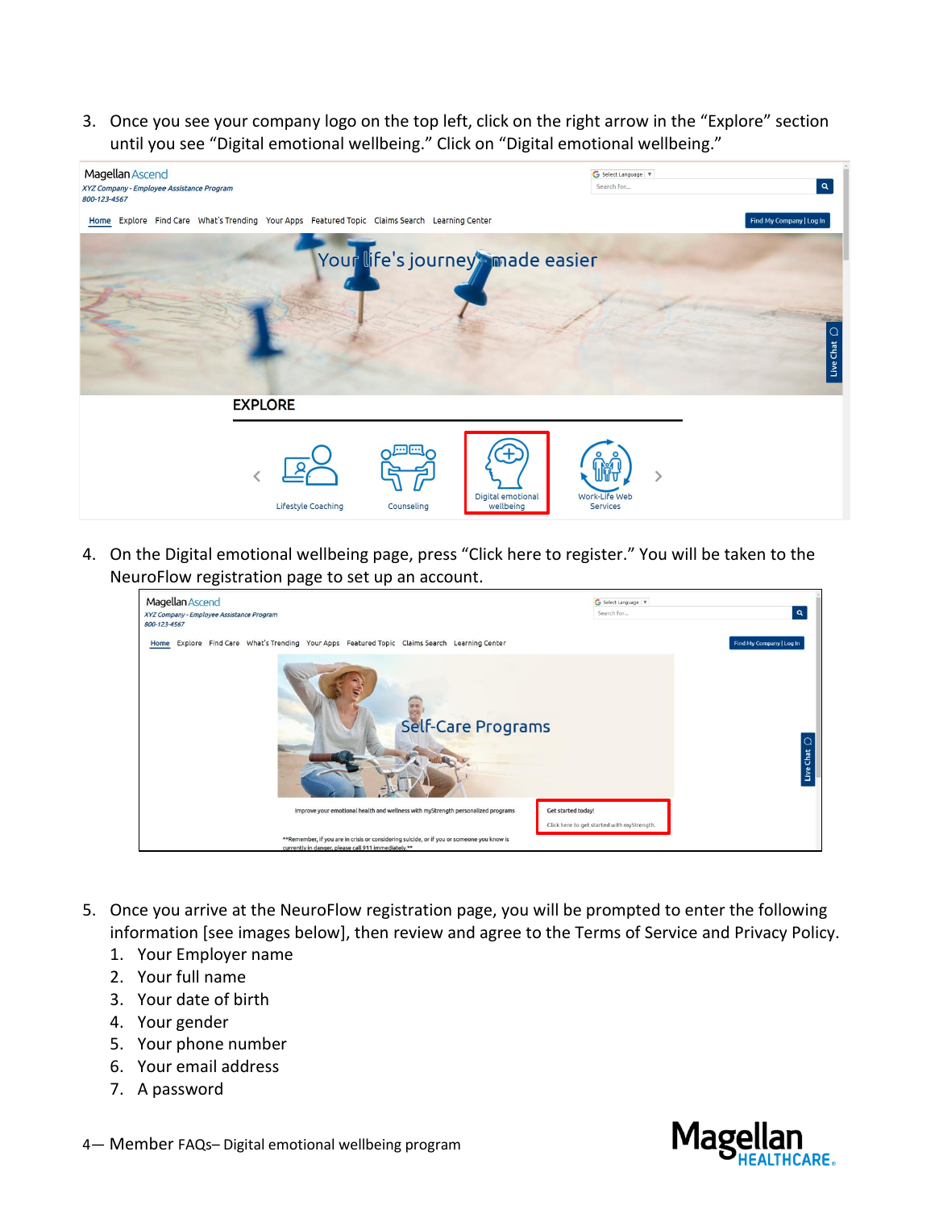3. Once you see your company logo on the top left, click on the right arrow in the "Explore" section until you see "Digital emotional wellbeing." Click on "Digital emotional wellbeing."

4. On the Digital emotional wellbeing page, press "Click here to register." You will be taken to the NeuroFlow registration page to set up an account.

5. Once you arrive at the NeuroFlow registration page, you will be prompted to enter the following information [see images below], then review and agree to the Terms of Service and Privacy Policy.
   1. Your Employer name
   2. Your full name
   3. Your date of birth
   4. Your gender
   5. Your phone number
   6. Your email address
   7. A password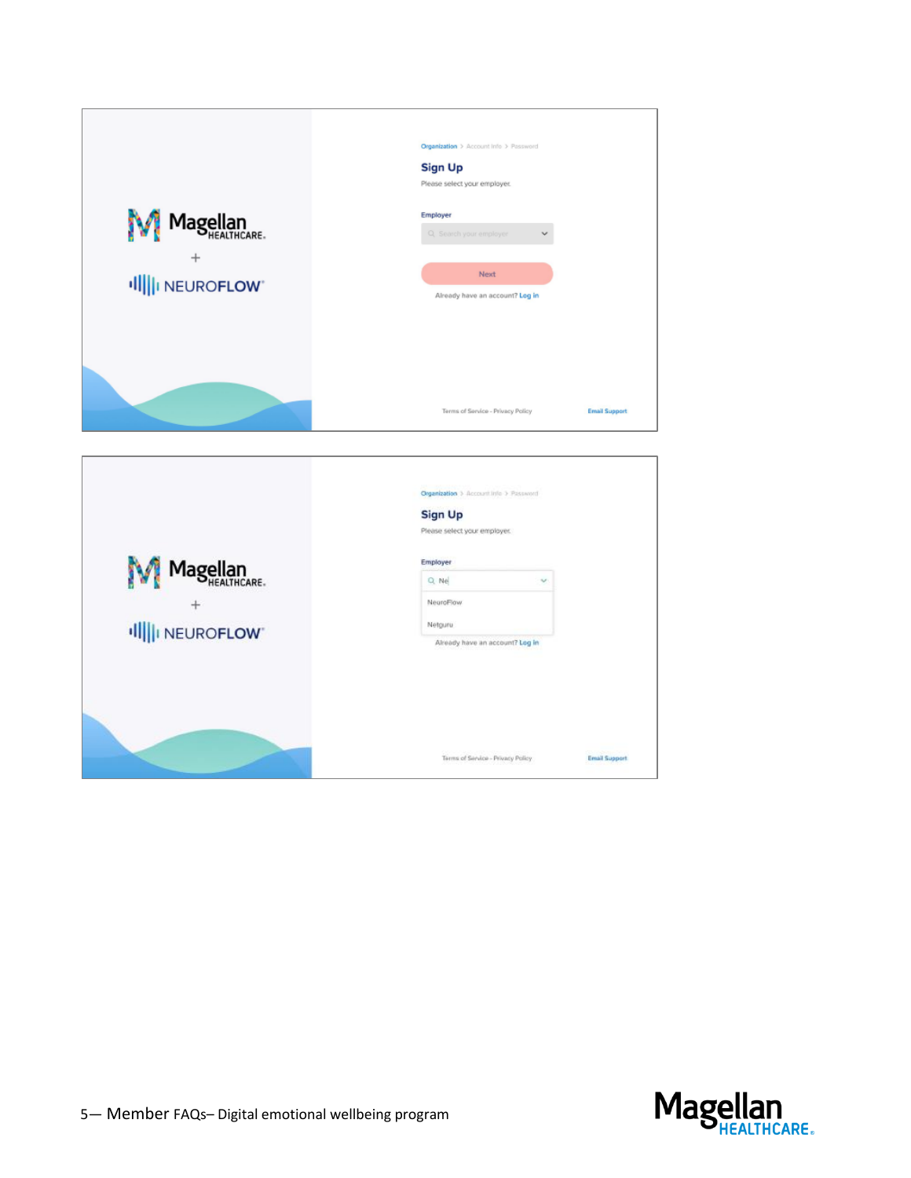Organization > Account Info > Password

**Sign Up**

Please select your employer.

Employer

Search your employer

Next

Already have an account? Log in

Terms of Service - Privacy Policy

Email Support

Organization > Account Info > Password

**Sign Up**

Please select your employer.

Employer

Ne

NeuroFlow

Netguru

Already have an account? Log in

Terms of Service - Privacy Policy

Email Support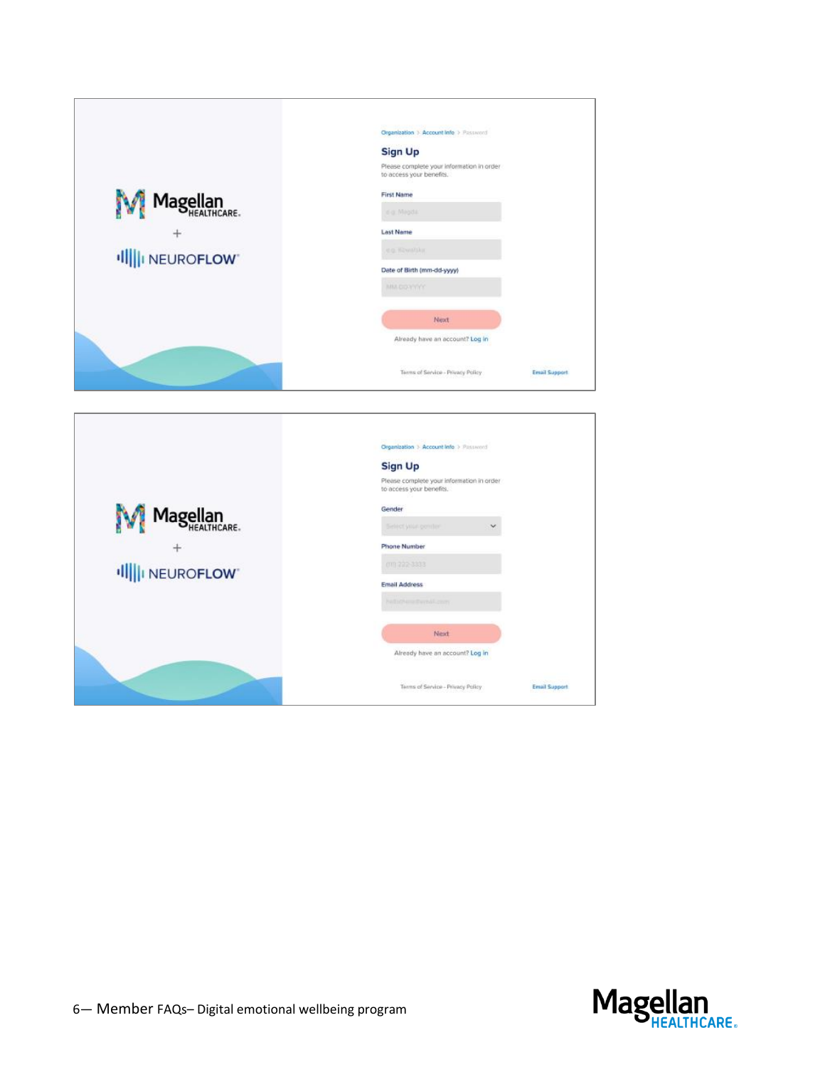Organization > Account Info > Password

**Sign Up**

Please complete your information in order to access your benefits.

First Name

Last Name

Date of Birth (mm-dd-yyyy)

Next

Already have an account? Log in

Terms of Service - Privacy Policy

Email Support

Organization > Account Info > Password

**Sign Up**

Please complete your information in order to access your benefits.

Gender

Phone Number

Email Address

Next

Already have an account? Log in

Terms of Service - Privacy Policy

Email Support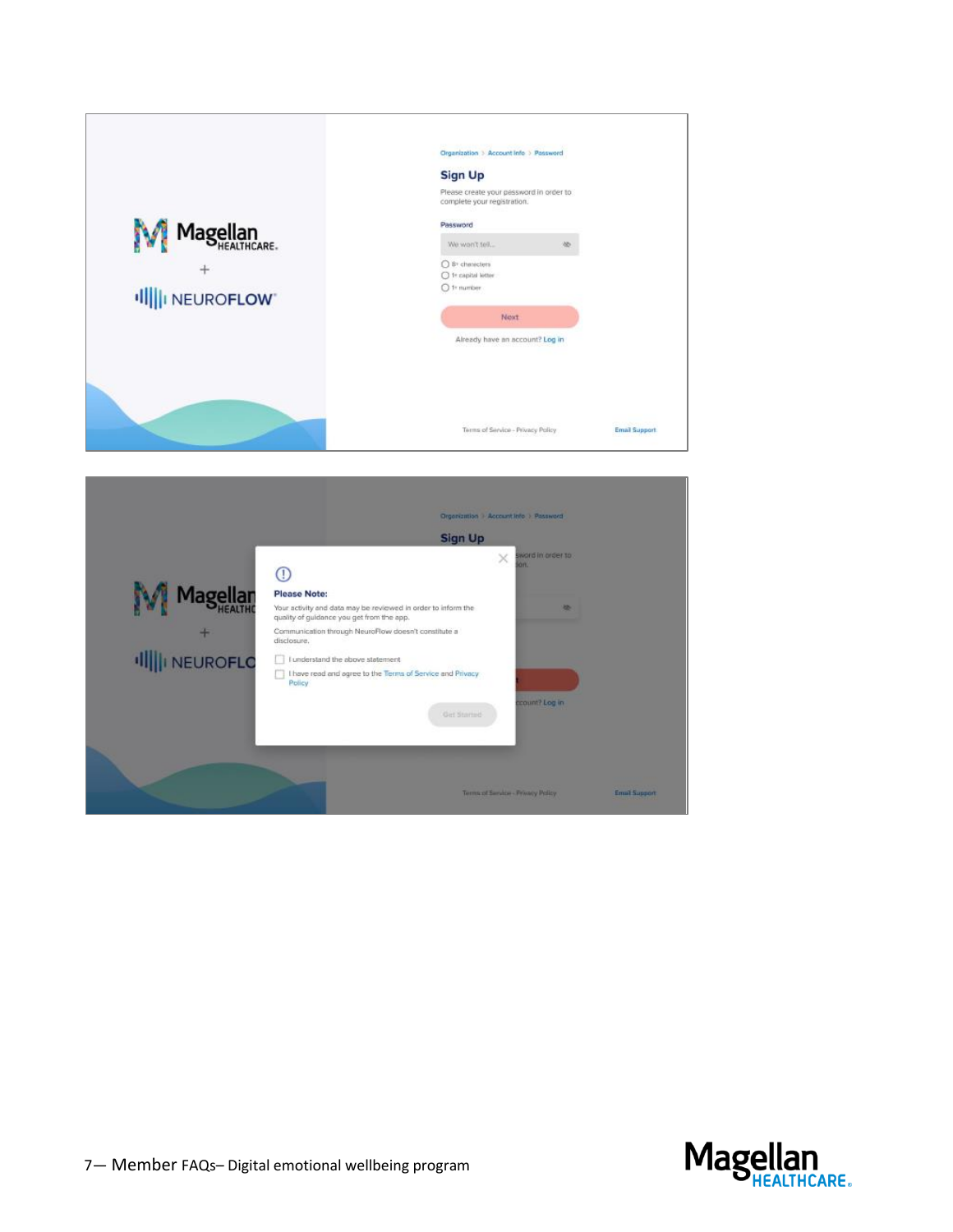Organization > Account Info > Password

## Sign Up

Please create your password in order to complete your registration.

Password

We won't tell...

- 8+ characters
- 1+ capital letter
- 1+ number

Next

Already have an account? Log in

Terms of Service - Privacy Policy

Email Support

**Please Note:**

Your activity and data may be reviewed in order to inform the quality of guidance you get from the app.

Communication through NeuroFlow doesn't constitute a disclosure.

- [ ] I understand the above statement
- [ ] I have read and agree to the Terms of Service and Privacy Policy

Get Started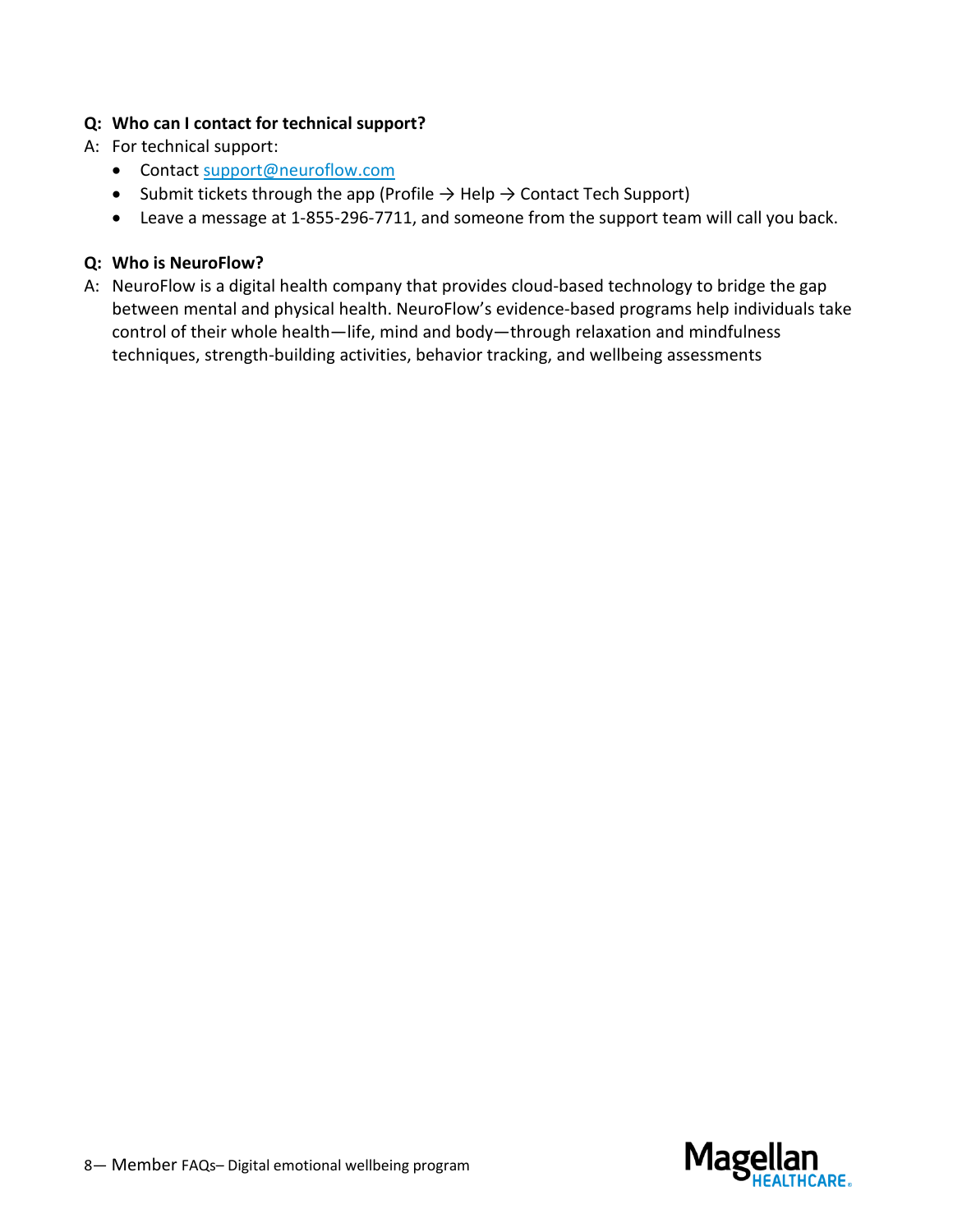**Q: Who can I contact for technical support?**

A: For technical support:

- Contact support@neuroflow.com
- Submit tickets through the app (Profile → Help → Contact Tech Support)
- Leave a message at 1-855-296-7711, and someone from the support team will call you back.

**Q: Who is NeuroFlow?**

A: NeuroFlow is a digital health company that provides cloud-based technology to bridge the gap between mental and physical health. NeuroFlow's evidence-based programs help individuals take control of their whole health—life, mind and body—through relaxation and mindfulness techniques, strength-building activities, behavior tracking, and wellbeing assessments